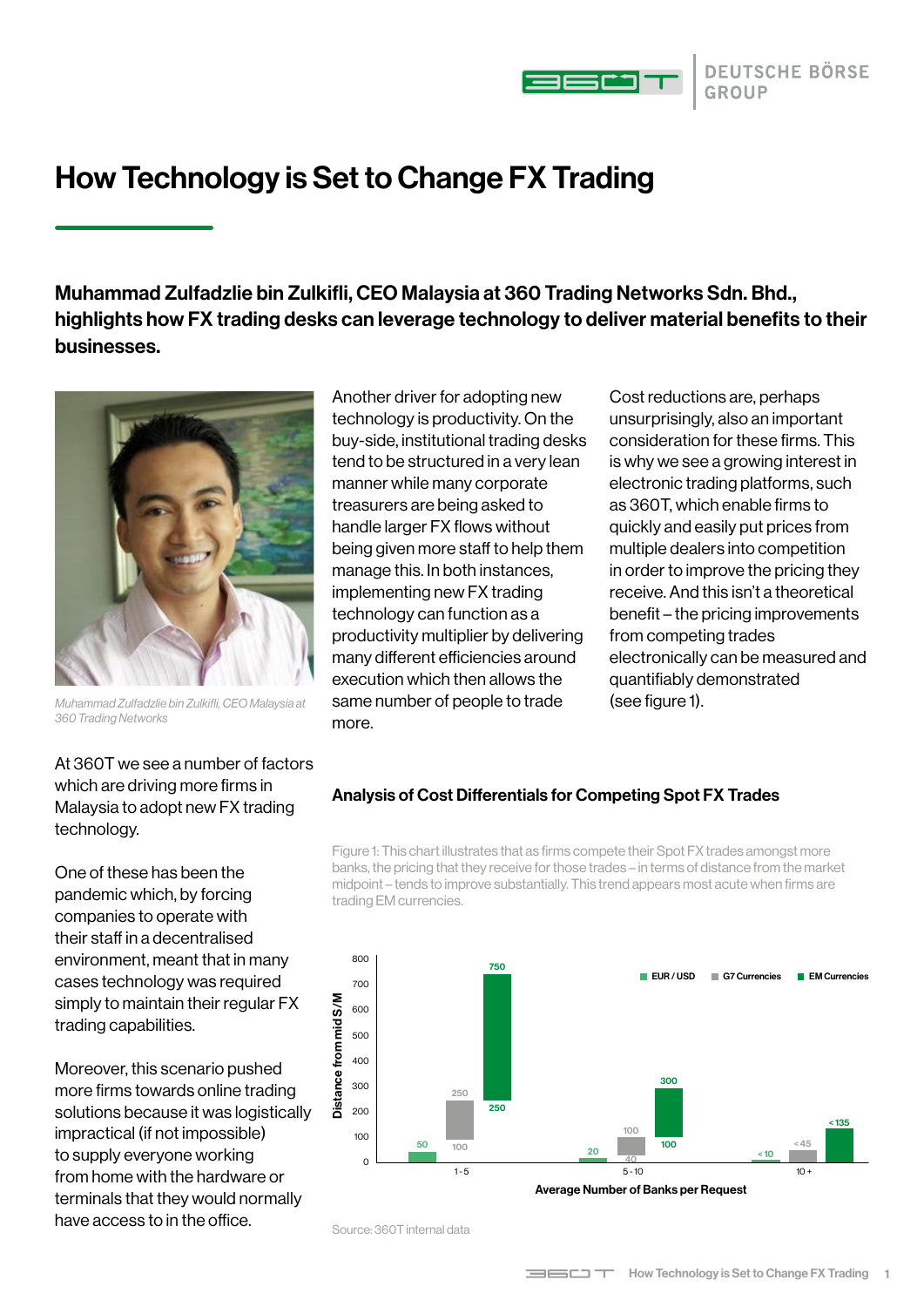# How Technology is Set to Change FX Trading

**Muhammad Zulfadzlie bin Zulkifli, CEO Malaysia at 360 Trading Networks Sdn. Bhd., highlights how FX trading desks can leverage technology to deliver material benefits to their businesses.**

*Muhammad Zulfadzlie bin Zulkifli, CEO Malaysia at 360 Trading Networks*

At 360T we see a number of factors which are driving more firms in Malaysia to adopt new FX trading technology.

One of these has been the pandemic which, by forcing companies to operate with their staff in a decentralised environment, meant that in many cases technology was required simply to maintain their regular FX trading capabilities.

Moreover, this scenario pushed more firms towards online trading solutions because it was logistically impractical (if not impossible) to supply everyone working from home with the hardware or terminals that they would normally have access to in the office.

Another driver for adopting new technology is productivity. On the buy-side, institutional trading desks tend to be structured in a very lean manner while many corporate treasurers are being asked to handle larger FX flows without being given more staff to help them manage this. In both instances, implementing new FX trading technology can function as a productivity multiplier by delivering many different efficiencies around execution which then allows the same number of people to trade more.

Cost reductions are, perhaps unsurprisingly, also an important consideration for these firms. This is why we see a growing interest in electronic trading platforms, such as 360T, which enable firms to quickly and easily put prices from multiple dealers into competition in order to improve the pricing they receive. And this isn't a theoretical benefit – the pricing improvements from competing trades electronically can be measured and quantifiably demonstrated (see figure 1).

### Analysis of Cost Differentials for Competing Spot FX Trades

Figure 1: This chart illustrates that as firms compete their Spot FX trades amongst more banks, the pricing that they receive for those trades – in terms of distance from the market midpoint – tends to improve substantially. This trend appears most acute when firms are trading EM currencies.

| Average Number of Banks per Request | EUR / USD | G7 Currencies | EM Currencies |
|---|---|---|---|
| 1-5 | 50 | 250 / 100 | 750 / 250 |
| 5-10 | 20 | 100 / 40 | 300 / 100 |
| 10 + | < 10 | < 45 | < 135 |

Y-axis: Distance from mid S/M

Source: 360T internal data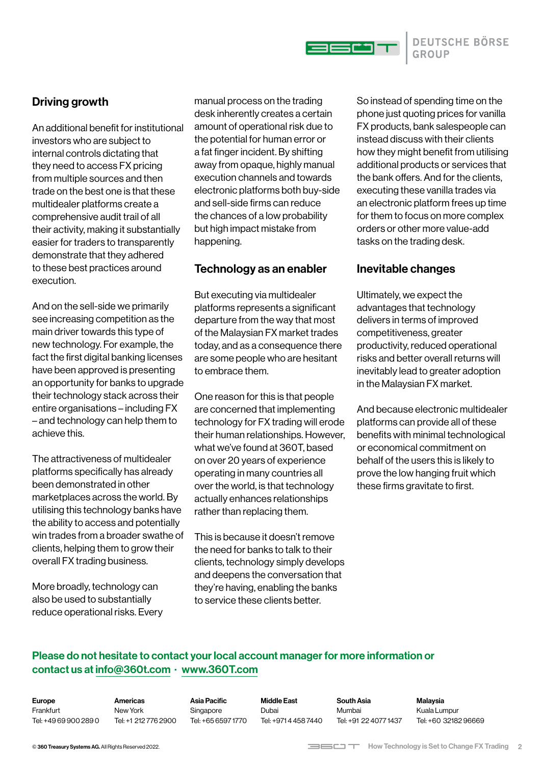## Driving growth

An additional benefit for institutional investors who are subject to internal controls dictating that they need to access FX pricing from multiple sources and then trade on the best one is that these multidealer platforms create a comprehensive audit trail of all their activity, making it substantially easier for traders to transparently demonstrate that they adhered to these best practices around execution.

And on the sell-side we primarily see increasing competition as the main driver towards this type of new technology. For example, the fact the first digital banking licenses have been approved is presenting an opportunity for banks to upgrade their technology stack across their entire organisations – including FX – and technology can help them to achieve this.

The attractiveness of multidealer platforms specifically has already been demonstrated in other marketplaces across the world. By utilising this technology banks have the ability to access and potentially win trades from a broader swathe of clients, helping them to grow their overall FX trading business.

More broadly, technology can also be used to substantially reduce operational risks. Every manual process on the trading desk inherently creates a certain amount of operational risk due to the potential for human error or a fat finger incident. By shifting away from opaque, highly manual execution channels and towards electronic platforms both buy-side and sell-side firms can reduce the chances of a low probability but high impact mistake from happening.

## Technology as an enabler

But executing via multidealer platforms represents a significant departure from the way that most of the Malaysian FX market trades today, and as a consequence there are some people who are hesitant to embrace them.

One reason for this is that people are concerned that implementing technology for FX trading will erode their human relationships. However, what we've found at 360T, based on over 20 years of experience operating in many countries all over the world, is that technology actually enhances relationships rather than replacing them.

This is because it doesn't remove the need for banks to talk to their clients, technology simply develops and deepens the conversation that they're having, enabling the banks to service these clients better.

So instead of spending time on the phone just quoting prices for vanilla FX products, bank salespeople can instead discuss with their clients how they might benefit from utilising additional products or services that the bank offers. And for the clients, executing these vanilla trades via an electronic platform frees up time for them to focus on more complex orders or other more value-add tasks on the trading desk.

## Inevitable changes

Ultimately, we expect the advantages that technology delivers in terms of improved competitiveness, greater productivity, reduced operational risks and better overall returns will inevitably lead to greater adoption in the Malaysian FX market.

And because electronic multidealer platforms can provide all of these benefits with minimal technological or economical commitment on behalf of the users this is likely to prove the low hanging fruit which these firms gravitate to first.

**Please do not hesitate to contact your local account manager for more information or contact us at info@360t.com · www.360T.com**

| Europe | Americas | Asia Pacific | Middle East | South Asia | Malaysia |
|---|---|---|---|---|---|
| Frankfurt | New York | Singapore | Dubai | Mumbai | Kuala Lumpur |
| Tel: +49 69 900 289 0 | Tel: +1 212 776 2900 | Tel: +65 6597 1770 | Tel: +971 4 458 7440 | Tel: +91 22 4077 1437 | Tel: +60 32182 96669 |

© **360 Treasury Systems AG.** All Rights Reserved 2022.